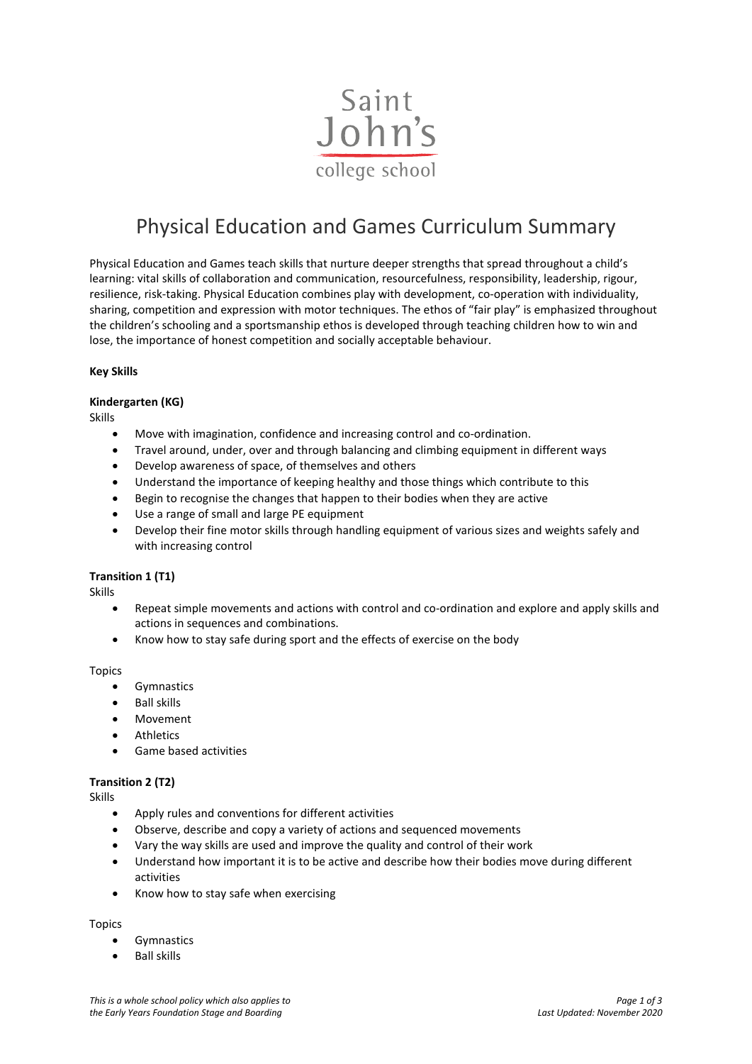Saint John's college school

# Physical Education and Games Curriculum Summary

Physical Education and Games teach skills that nurture deeper strengths that spread throughout a child's learning: vital skills of collaboration and communication, resourcefulness, responsibility, leadership, rigour, resilience, risk-taking. Physical Education combines play with development, co-operation with individuality, sharing, competition and expression with motor techniques. The ethos of "fair play" is emphasized throughout the children's schooling and a sportsmanship ethos is developed through teaching children how to win and lose, the importance of honest competition and socially acceptable behaviour.

**Key Skills**

**Kindergarten (KG)**

Skills

- Move with imagination, confidence and increasing control and co-ordination.
- Travel around, under, over and through balancing and climbing equipment in different ways
- Develop awareness of space, of themselves and others
- Understand the importance of keeping healthy and those things which contribute to this
- Begin to recognise the changes that happen to their bodies when they are active
- Use a range of small and large PE equipment
- Develop their fine motor skills through handling equipment of various sizes and weights safely and with increasing control

**Transition 1 (T1)**

Skills

- Repeat simple movements and actions with control and co-ordination and explore and apply skills and actions in sequences and combinations.
- Know how to stay safe during sport and the effects of exercise on the body

Topics

- Gymnastics
- Ball skills
- Movement
- Athletics
- Game based activities

**Transition 2 (T2)**

Skills

- Apply rules and conventions for different activities
- Observe, describe and copy a variety of actions and sequenced movements
- Vary the way skills are used and improve the quality and control of their work
- Understand how important it is to be active and describe how their bodies move during different activities
- Know how to stay safe when exercising

Topics

- Gymnastics
- Ball skills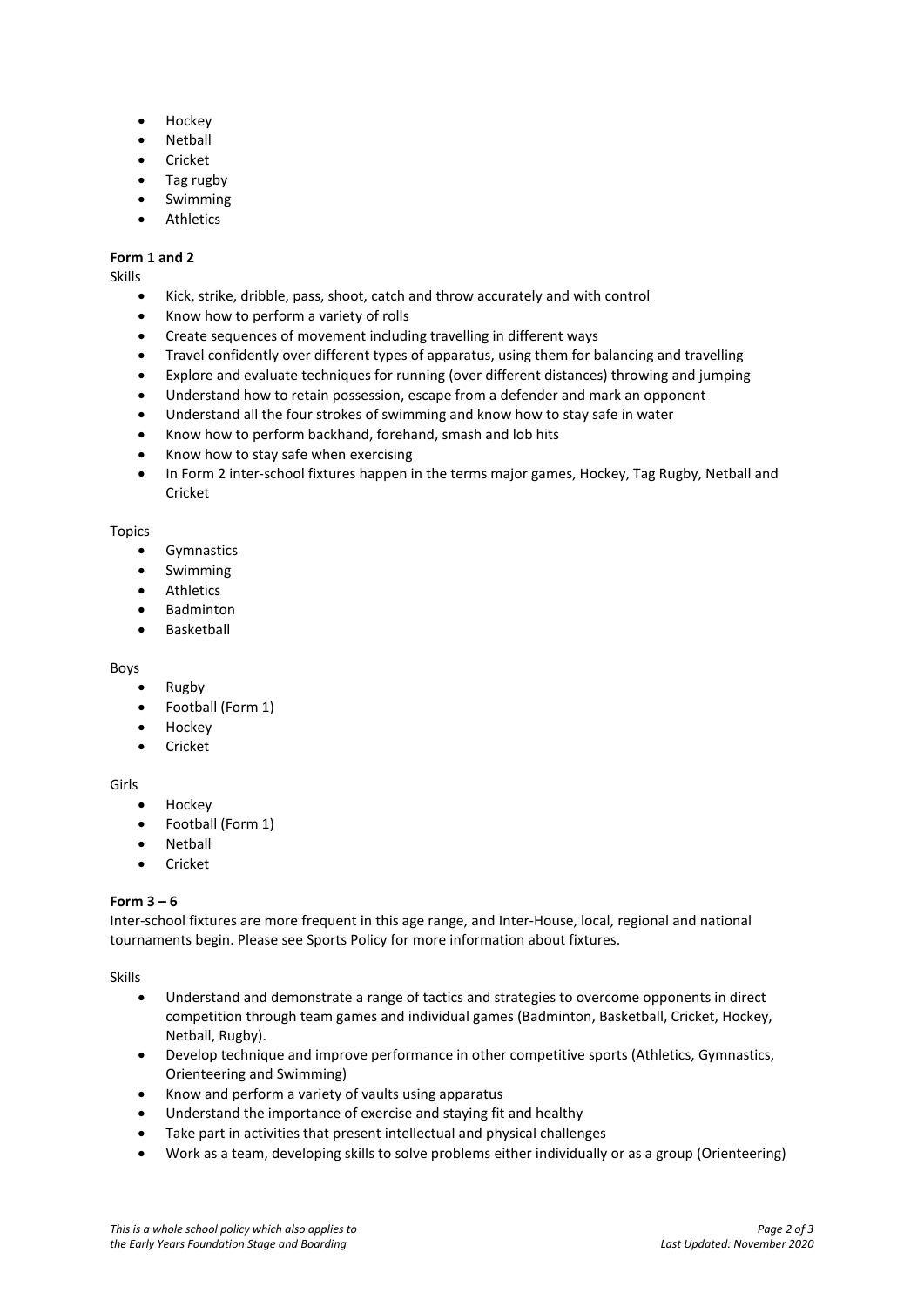- Hockey
- Netball
- Cricket
- Tag rugby
- Swimming
- Athletics

**Form 1 and 2**

Skills

- Kick, strike, dribble, pass, shoot, catch and throw accurately and with control
- Know how to perform a variety of rolls
- Create sequences of movement including travelling in different ways
- Travel confidently over different types of apparatus, using them for balancing and travelling
- Explore and evaluate techniques for running (over different distances) throwing and jumping
- Understand how to retain possession, escape from a defender and mark an opponent
- Understand all the four strokes of swimming and know how to stay safe in water
- Know how to perform backhand, forehand, smash and lob hits
- Know how to stay safe when exercising
- In Form 2 inter-school fixtures happen in the terms major games, Hockey, Tag Rugby, Netball and Cricket

Topics

- Gymnastics
- Swimming
- Athletics
- Badminton
- Basketball

Boys

- Rugby
- Football (Form 1)
- Hockey
- Cricket

Girls

- Hockey
- Football (Form 1)
- Netball
- Cricket

**Form 3 – 6**

Inter-school fixtures are more frequent in this age range, and Inter-House, local, regional and national tournaments begin. Please see Sports Policy for more information about fixtures.

Skills

- Understand and demonstrate a range of tactics and strategies to overcome opponents in direct competition through team games and individual games (Badminton, Basketball, Cricket, Hockey, Netball, Rugby).
- Develop technique and improve performance in other competitive sports (Athletics, Gymnastics, Orienteering and Swimming)
- Know and perform a variety of vaults using apparatus
- Understand the importance of exercise and staying fit and healthy
- Take part in activities that present intellectual and physical challenges
- Work as a team, developing skills to solve problems either individually or as a group (Orienteering)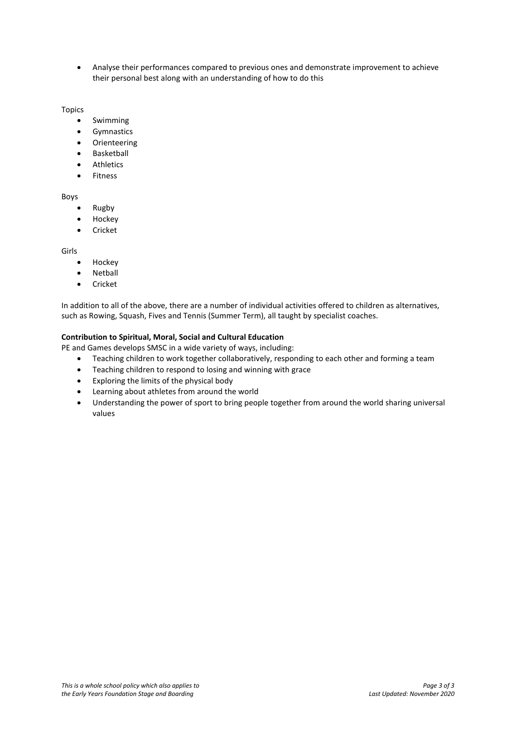- Analyse their performances compared to previous ones and demonstrate improvement to achieve their personal best along with an understanding of how to do this

Topics

- Swimming
- Gymnastics
- Orienteering
- Basketball
- Athletics
- Fitness

Boys

- Rugby
- Hockey
- Cricket

Girls

- Hockey
- Netball
- Cricket

In addition to all of the above, there are a number of individual activities offered to children as alternatives, such as Rowing, Squash, Fives and Tennis (Summer Term), all taught by specialist coaches.

**Contribution to Spiritual, Moral, Social and Cultural Education**

PE and Games develops SMSC in a wide variety of ways, including:

- Teaching children to work together collaboratively, responding to each other and forming a team
- Teaching children to respond to losing and winning with grace
- Exploring the limits of the physical body
- Learning about athletes from around the world
- Understanding the power of sport to bring people together from around the world sharing universal values